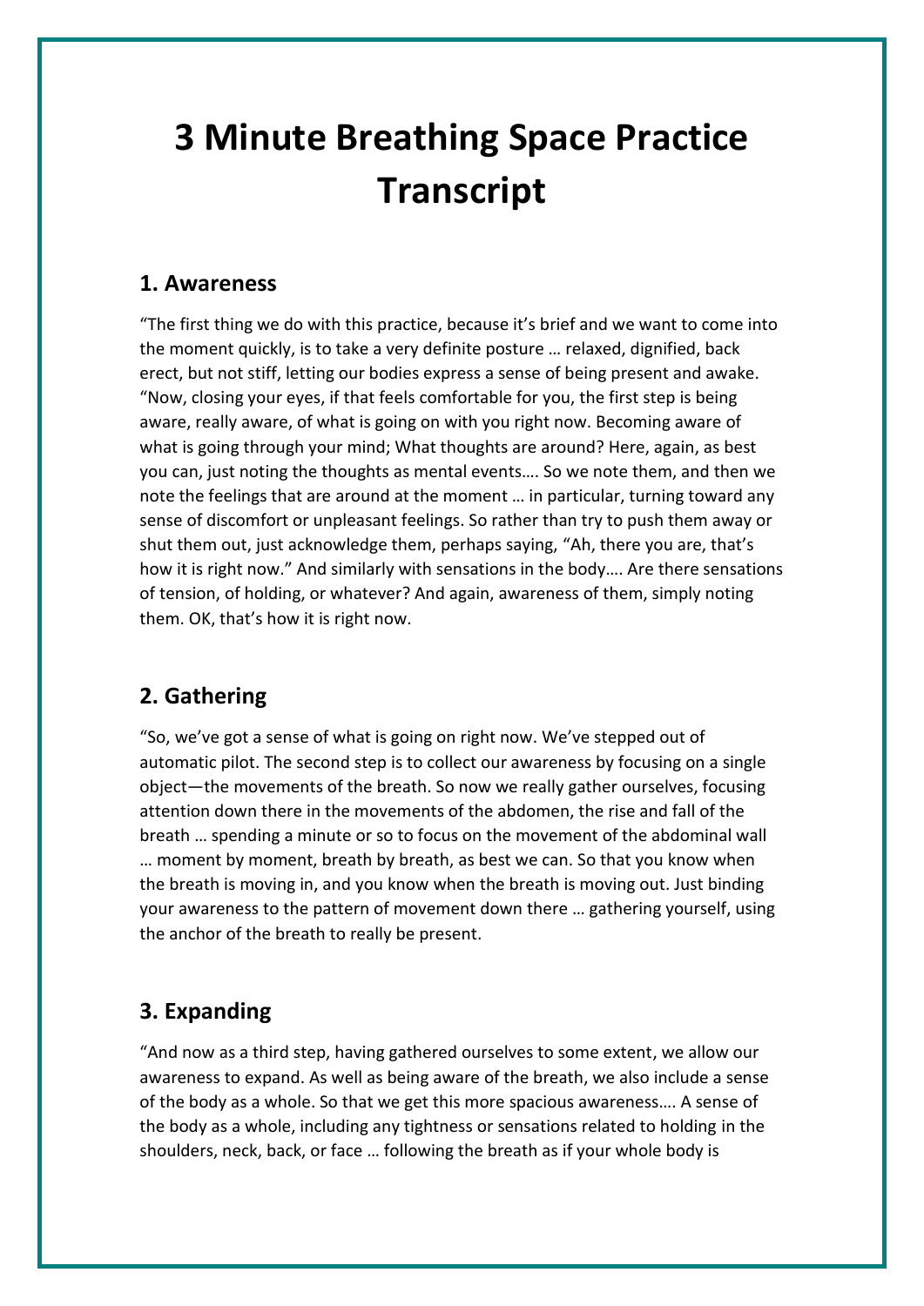# 3 Minute Breathing Space Practice Transcript

## 1. Awareness

"The first thing we do with this practice, because it's brief and we want to come into the moment quickly, is to take a very definite posture … relaxed, dignified, back erect, but not stiff, letting our bodies express a sense of being present and awake. "Now, closing your eyes, if that feels comfortable for you, the first step is being aware, really aware, of what is going on with you right now. Becoming aware of what is going through your mind; What thoughts are around? Here, again, as best you can, just noting the thoughts as mental events…. So we note them, and then we note the feelings that are around at the moment … in particular, turning toward any sense of discomfort or unpleasant feelings. So rather than try to push them away or shut them out, just acknowledge them, perhaps saying, "Ah, there you are, that's how it is right now." And similarly with sensations in the body…. Are there sensations of tension, of holding, or whatever? And again, awareness of them, simply noting them. OK, that's how it is right now.

## 2. Gathering

"So, we've got a sense of what is going on right now. We've stepped out of automatic pilot. The second step is to collect our awareness by focusing on a single object—the movements of the breath. So now we really gather ourselves, focusing attention down there in the movements of the abdomen, the rise and fall of the breath … spending a minute or so to focus on the movement of the abdominal wall … moment by moment, breath by breath, as best we can. So that you know when the breath is moving in, and you know when the breath is moving out. Just binding your awareness to the pattern of movement down there … gathering yourself, using the anchor of the breath to really be present.

## 3. Expanding

"And now as a third step, having gathered ourselves to some extent, we allow our awareness to expand. As well as being aware of the breath, we also include a sense of the body as a whole. So that we get this more spacious awareness…. A sense of the body as a whole, including any tightness or sensations related to holding in the shoulders, neck, back, or face … following the breath as if your whole body is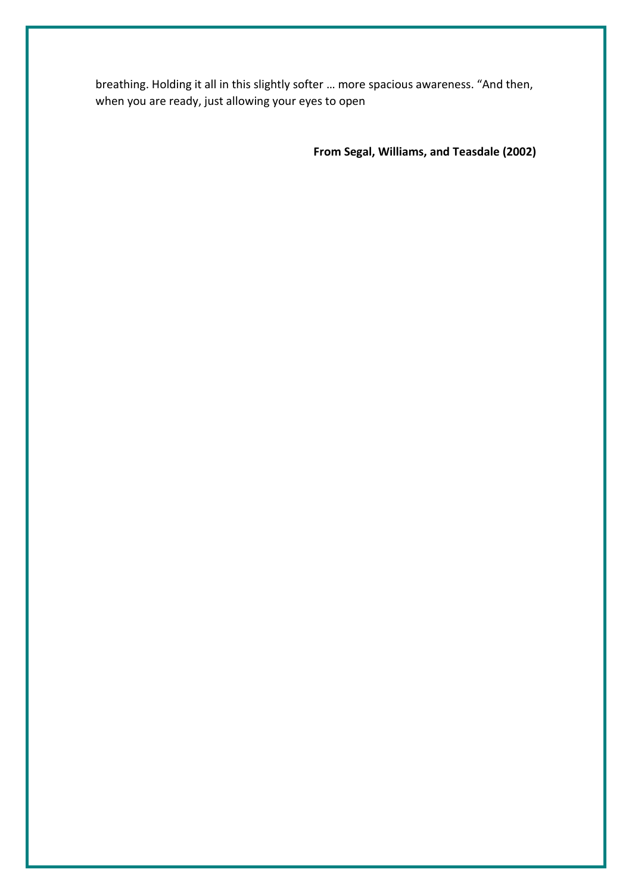breathing. Holding it all in this slightly softer … more spacious awareness. "And then, when you are ready, just allowing your eyes to open

**From Segal, Williams, and Teasdale (2002)**